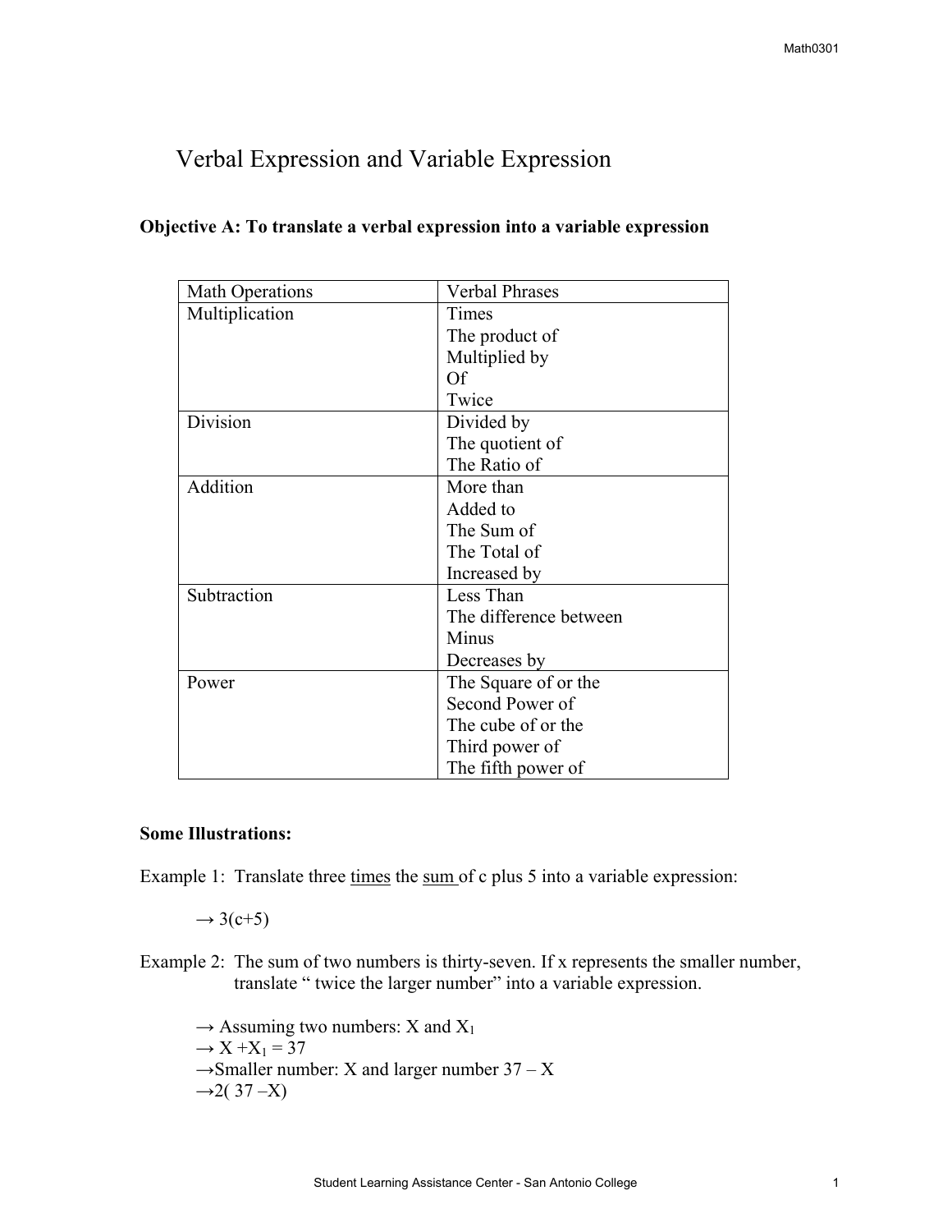# Verbal Expression and Variable Expression

**Objective A: To translate a verbal expression into a variable expression**

| Math Operations | Verbal Phrases |
|---|---|
| Multiplication | Times<br>The product of<br>Multiplied by<br>Of<br>Twice |
| Division | Divided by<br>The quotient of<br>The Ratio of |
| Addition | More than<br>Added to<br>The Sum of<br>The Total of<br>Increased by |
| Subtraction | Less Than<br>The difference between<br>Minus<br>Decreases by |
| Power | The Square of or the Second Power of<br>The cube of or the Third power of<br>The fifth power of |

**Some Illustrations:**

Example 1: Translate three <u>times</u> the <u>sum</u> of c plus 5 into a variable expression:

→ $3(c+5)$

Example 2: The sum of two numbers is thirty-seven. If x represents the smaller number, translate " twice the larger number" into a variable expression.

→ Assuming two numbers: X and $X_1$
→ $X + X_1 = 37$
→Smaller number: X and larger number $37 - X$
→$2(37 - X)$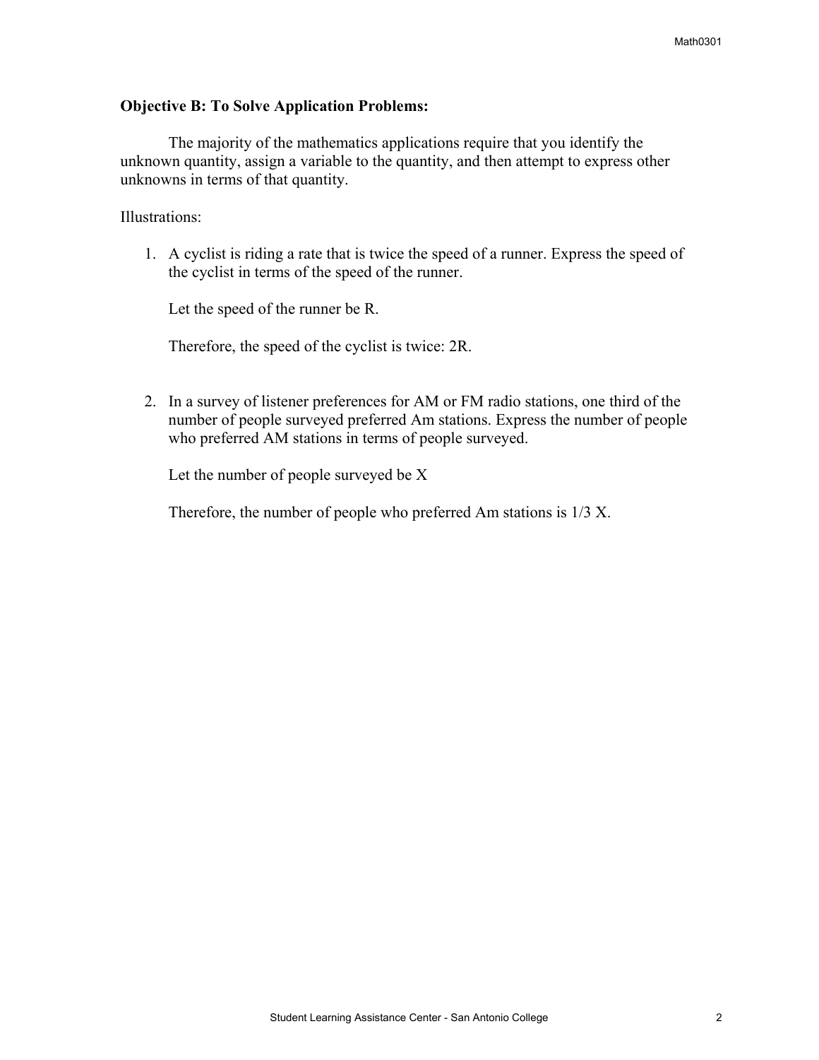**Objective B: To Solve Application Problems:**

The majority of the mathematics applications require that you identify the unknown quantity, assign a variable to the quantity, and then attempt to express other unknowns in terms of that quantity.

Illustrations:

1. A cyclist is riding a rate that is twice the speed of a runner. Express the speed of the cyclist in terms of the speed of the runner.

   Let the speed of the runner be $R$.

   Therefore, the speed of the cyclist is twice: $2R$.

2. In a survey of listener preferences for AM or FM radio stations, one third of the number of people surveyed preferred Am stations. Express the number of people who preferred AM stations in terms of people surveyed.

   Let the number of people surveyed be $X$

   Therefore, the number of people who preferred Am stations is $1/3\ X$.